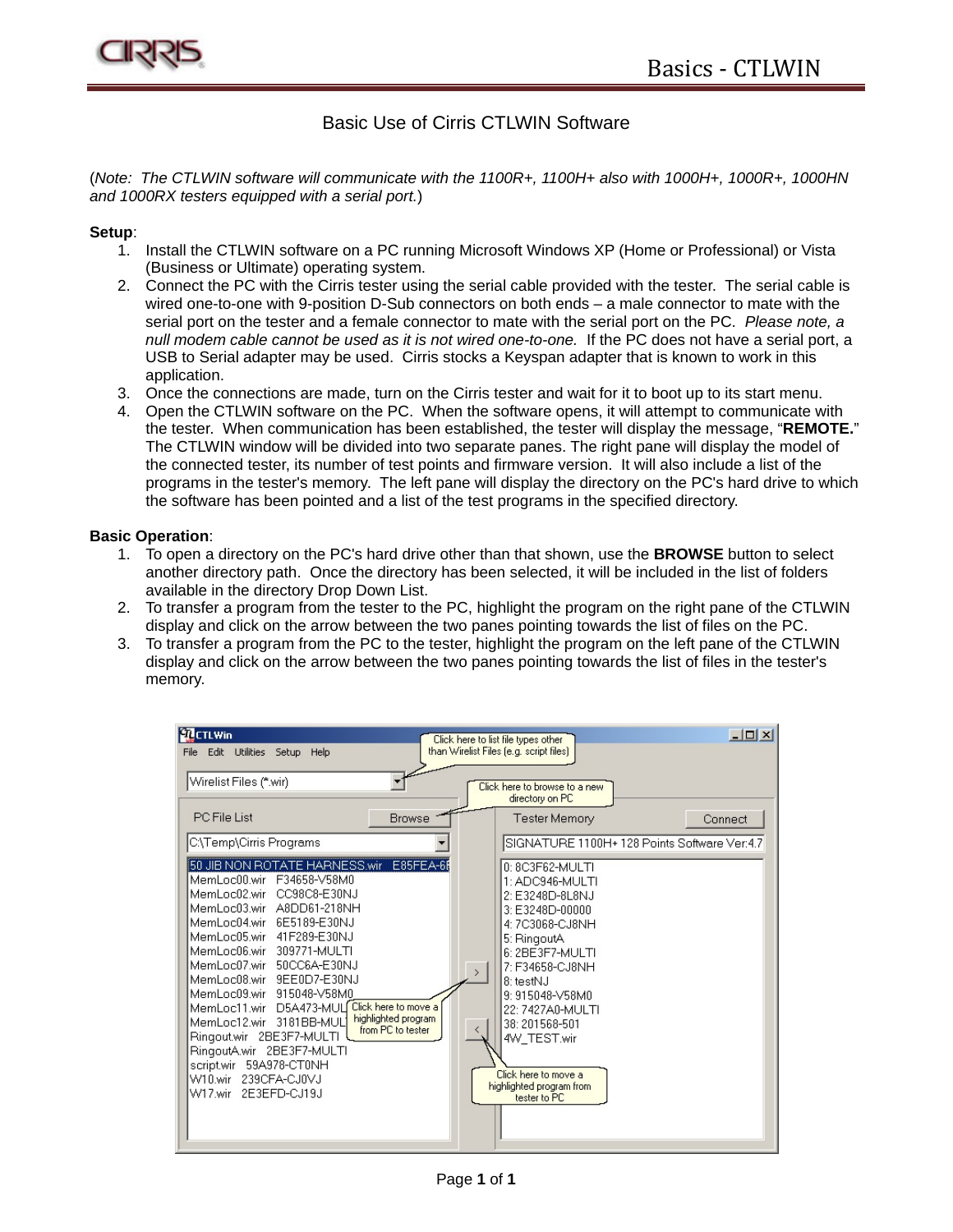# Basic Use of Cirris CTLWIN Software

(*Note: The CTLWIN software will communicate with the 1100R+, 1100H+ also with 1000H+, 1000R+, 1000HN and 1000RX testers equipped with a serial port.*)

**Setup**:

1. Install the CTLWIN software on a PC running Microsoft Windows XP (Home or Professional) or Vista (Business or Ultimate) operating system.
2. Connect the PC with the Cirris tester using the serial cable provided with the tester. The serial cable is wired one-to-one with 9-position D-Sub connectors on both ends – a male connector to mate with the serial port on the tester and a female connector to mate with the serial port on the PC. *Please note, a null modem cable cannot be used as it is not wired one-to-one.* If the PC does not have a serial port, a USB to Serial adapter may be used. Cirris stocks a Keyspan adapter that is known to work in this application.
3. Once the connections are made, turn on the Cirris tester and wait for it to boot up to its start menu.
4. Open the CTLWIN software on the PC. When the software opens, it will attempt to communicate with the tester. When communication has been established, the tester will display the message, "**REMOTE.**" The CTLWIN window will be divided into two separate panes. The right pane will display the model of the connected tester, its number of test points and firmware version. It will also include a list of the programs in the tester's memory. The left pane will display the directory on the PC's hard drive to which the software has been pointed and a list of the test programs in the specified directory.

**Basic Operation**:

1. To open a directory on the PC's hard drive other than that shown, use the **BROWSE** button to select another directory path. Once the directory has been selected, it will be included in the list of folders available in the directory Drop Down List.
2. To transfer a program from the tester to the PC, highlight the program on the right pane of the CTLWIN display and click on the arrow between the two panes pointing towards the list of files on the PC.
3. To transfer a program from the PC to the tester, highlight the program on the left pane of the CTLWIN display and click on the arrow between the two panes pointing towards the list of files in the tester's memory.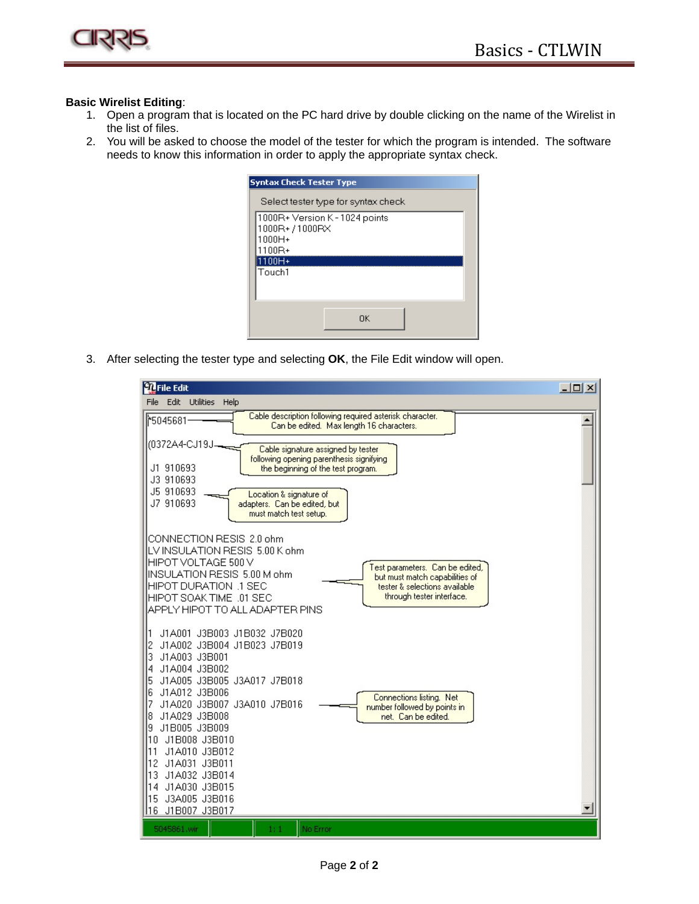**Basic Wirelist Editing**:

1. Open a program that is located on the PC hard drive by double clicking on the name of the Wirelist in the list of files.
2. You will be asked to choose the model of the tester for which the program is intended. The software needs to know this information in order to apply the appropriate syntax check.

Syntax Check Tester Type

Select tester type for syntax check

- 1000R+ Version K - 1024 points
- 1000R+ / 1000RX
- 1000H+
- 1100R+
- 1100H+
- Touch1

OK

3. After selecting the tester type and selecting **OK**, the File Edit window will open.

File Edit

File Edit Utilities Help

```
*5045681
(0372A4-CJ19J
 J1 910693
 J3 910693
 J5 910693
 J7 910693

CONNECTION RESIS 2.0 ohm
LV INSULATION RESIS 5.00 K ohm
HIPOT VOLTAGE 500 V
INSULATION RESIS 5.00 M ohm
HIPOT DURATION .1 SEC
HIPOT SOAK TIME .01 SEC
APPLY HIPOT TO ALL ADAPTER PINS

1  J1A001 J3B003 J1B032 J7B020
2  J1A002 J3B004 J1B023 J7B019
3  J1A003 J3B001
4  J1A004 J3B002
5  J1A005 J3B005 J3A017 J7B018
6  J1A012 J3B006
7  J1A020 J3B007 J3A010 J7B016
8  J1A029 J3B008
9  J1B005 J3B009
10  J1B008 J3B010
11  J1A010 J3B012
12  J1A031 J3B011
13  J1A032 J3B014
14  J1A030 J3B015
15  J3A005 J3B016
16  J1B007 J3B017
```

Callouts:

- Cable description following required asterisk character. Can be edited. Max length 16 characters.
- Cable signature assigned by tester following opening parenthesis signifying the beginning of the test program.
- Location & signature of adapters. Can be edited, but must match test setup.
- Test parameters. Can be edited, but must match capabilities of tester & selections available through tester interface.
- Connections listing. Net number followed by points in net. Can be edited.

Status bar: 5045861.wir | 1: 1 | No Error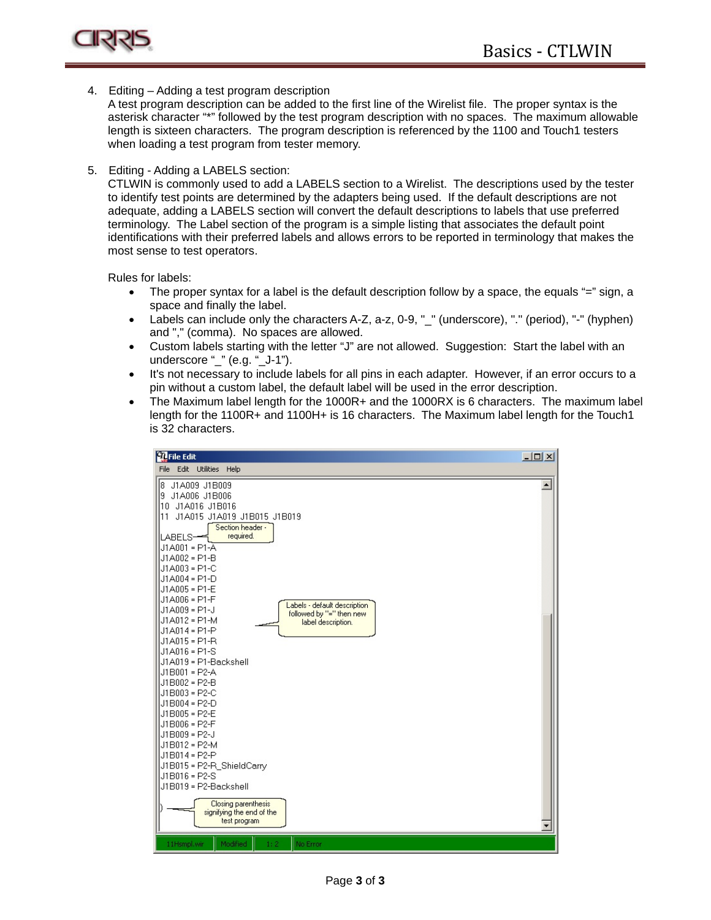4. Editing – Adding a test program description
   A test program description can be added to the first line of the Wirelist file. The proper syntax is the asterisk character "*" followed by the test program description with no spaces. The maximum allowable length is sixteen characters. The program description is referenced by the 1100 and Touch1 testers when loading a test program from tester memory.

5. Editing - Adding a LABELS section:
   CTLWIN is commonly used to add a LABELS section to a Wirelist. The descriptions used by the tester to identify test points are determined by the adapters being used. If the default descriptions are not adequate, adding a LABELS section will convert the default descriptions to labels that use preferred terminology. The Label section of the program is a simple listing that associates the default point identifications with their preferred labels and allows errors to be reported in terminology that makes the most sense to test operators.

   Rules for labels:

   - The proper syntax for a label is the default description follow by a space, the equals "=" sign, a space and finally the label.
   - Labels can include only the characters A-Z, a-z, 0-9, "_" (underscore), "." (period), "-" (hyphen) and "," (comma). No spaces are allowed.
   - Custom labels starting with the letter "J" are not allowed. Suggestion: Start the label with an underscore "_" (e.g. "_J-1").
   - It's not necessary to include labels for all pins in each adapter. However, if an error occurs to a pin without a custom label, the default label will be used in the error description.
   - The Maximum label length for the 1000R+ and the 1000RX is 6 characters. The maximum label length for the 1100R+ and 1100H+ is 16 characters. The Maximum label length for the Touch1 is 32 characters.

```
8  J1A009 J1B009
9  J1A006 J1B006
10  J1A016 J1B016
11  J1A015 J1A019 J1B015 J1B019

LABELS          <- Section header - required.
J1A001 = P1-A
J1A002 = P1-B
J1A003 = P1-C
J1A004 = P1-D
J1A005 = P1-E
J1A006 = P1-F
J1A009 = P1-J
J1A012 = P1-M   <- Labels - default description followed by "=" then new label description.
J1A014 = P1-P
J1A015 = P1-R
J1A016 = P1-S
J1A019 = P1-Backshell
J1B001 = P2-A
J1B002 = P2-B
J1B003 = P2-C
J1B004 = P2-D
J1B005 = P2-E
J1B006 = P2-F
J1B009 = P2-J
J1B012 = P2-M
J1B014 = P2-P
J1B015 = P2-R_ShieldCarry
J1B016 = P2-S
J1B019 = P2-Backshell

)   <- Closing parenthesis signifying the end of the test program
```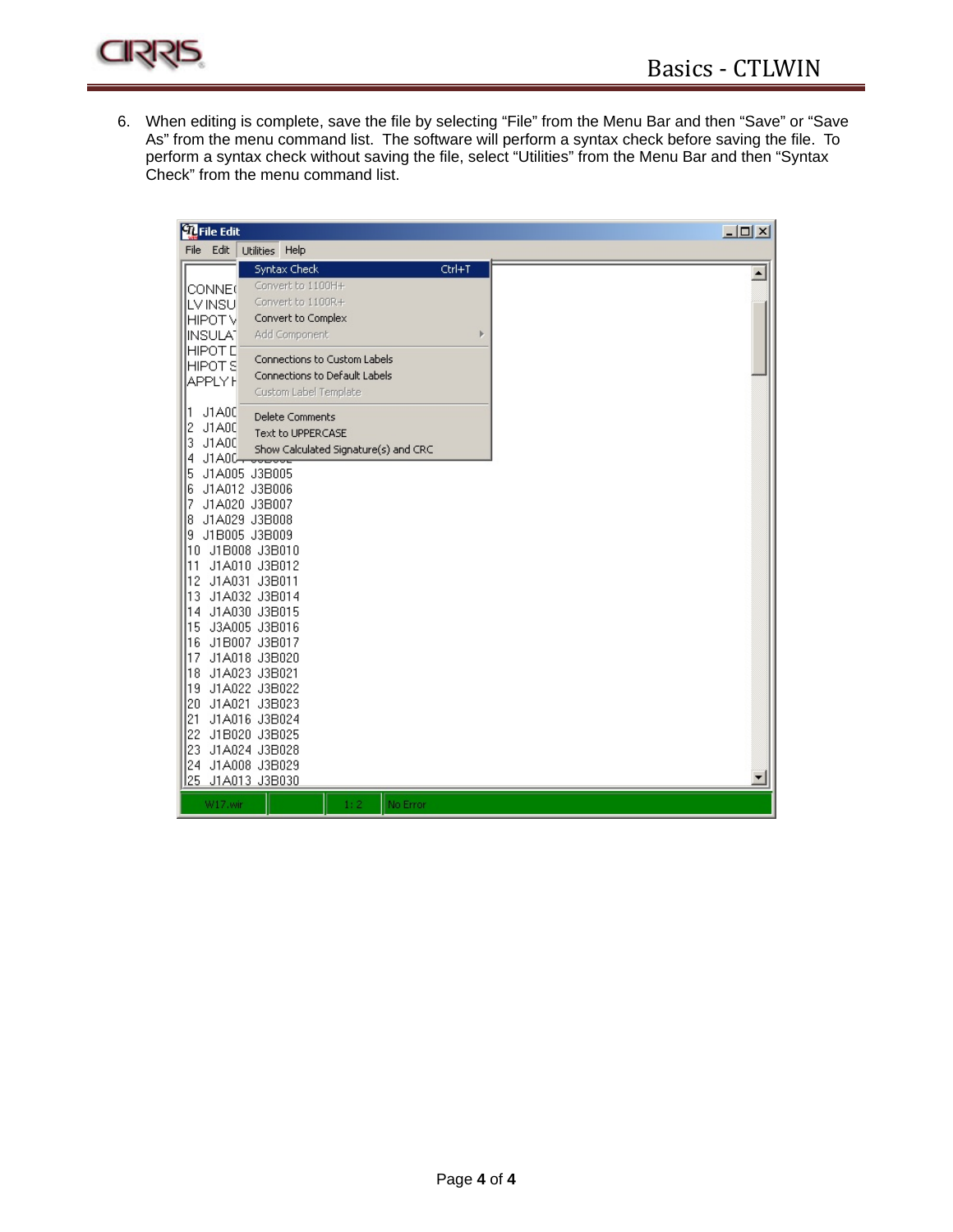6. When editing is complete, save the file by selecting "File" from the Menu Bar and then "Save" or "Save As" from the menu command list. The software will perform a syntax check before saving the file. To perform a syntax check without saving the file, select "Utilities" from the Menu Bar and then "Syntax Check" from the menu command list.